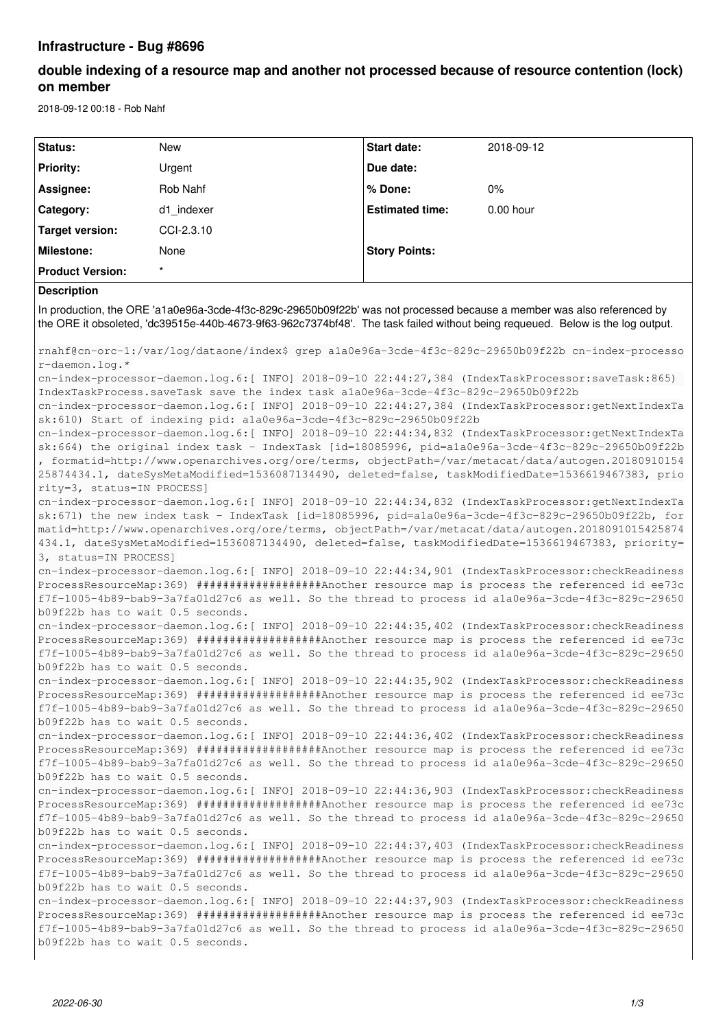# Infrastructure - Bug #8696

## double indexing of a resource map and another not processed because of resource contention (lock) on member

2018-09-12 00:18 - Rob Nahf

| Status: | New | Start date: | 2018-09-12 |
|---|---|---|---|
| Priority: | Urgent | Due date: | |
| Assignee: | Rob Nahf | % Done: | 0% |
| Category: | d1_indexer | Estimated time: | 0.00 hour |
| Target version: | CCI-2.3.10 | | |
| Milestone: | None | Story Points: | |
| Product Version: | * | | |

**Description**

In production, the ORE 'a1a0e96a-3cde-4f3c-829c-29650b09f22b' was not processed because a member was also referenced by the ORE it obsoleted, 'dc39515e-440b-4673-9f63-962c7374bf48'. The task failed without being requeued. Below is the log output.

```
rnahf@cn-orc-1:/var/log/dataone/index$ grep a1a0e96a-3cde-4f3c-829c-29650b09f22b cn-index-processor-daemon.log.*
cn-index-processor-daemon.log.6:[ INFO] 2018-09-10 22:44:27,384 (IndexTaskProcessor:saveTask:865) IndexTaskProcess.saveTask save the index task a1a0e96a-3cde-4f3c-829c-29650b09f22b
cn-index-processor-daemon.log.6:[ INFO] 2018-09-10 22:44:27,384 (IndexTaskProcessor:getNextIndexTask:610) Start of indexing pid: a1a0e96a-3cde-4f3c-829c-29650b09f22b
cn-index-processor-daemon.log.6:[ INFO] 2018-09-10 22:44:34,832 (IndexTaskProcessor:getNextIndexTask:664) the original index task - IndexTask [id=18085996, pid=a1a0e96a-3cde-4f3c-829c-29650b09f22b, formatid=http://www.openarchives.org/ore/terms, objectPath=/var/metacat/data/autogen.2018091015425874434.1, dateSysMetaModified=1536087134490, deleted=false, taskModifiedDate=1536619467383, priority=3, status=IN PROCESS]
cn-index-processor-daemon.log.6:[ INFO] 2018-09-10 22:44:34,832 (IndexTaskProcessor:getNextIndexTask:671) the new index task - IndexTask [id=18085996, pid=a1a0e96a-3cde-4f3c-829c-29650b09f22b, formatid=http://www.openarchives.org/ore/terms, objectPath=/var/metacat/data/autogen.2018091015425874434.1, dateSysMetaModified=1536087134490, deleted=false, taskModifiedDate=1536619467383, priority=3, status=IN PROCESS]
cn-index-processor-daemon.log.6:[ INFO] 2018-09-10 22:44:34,901 (IndexTaskProcessor:checkReadinessProcessResourceMap:369) ###################Another resource map is process the referenced id ee73cf7f-1005-4b89-bab9-3a7fa01d27c6 as well. So the thread to process id a1a0e96a-3cde-4f3c-829c-29650b09f22b has to wait 0.5 seconds.
cn-index-processor-daemon.log.6:[ INFO] 2018-09-10 22:44:35,402 (IndexTaskProcessor:checkReadinessProcessResourceMap:369) ###################Another resource map is process the referenced id ee73cf7f-1005-4b89-bab9-3a7fa01d27c6 as well. So the thread to process id a1a0e96a-3cde-4f3c-829c-29650b09f22b has to wait 0.5 seconds.
cn-index-processor-daemon.log.6:[ INFO] 2018-09-10 22:44:35,902 (IndexTaskProcessor:checkReadinessProcessResourceMap:369) ###################Another resource map is process the referenced id ee73cf7f-1005-4b89-bab9-3a7fa01d27c6 as well. So the thread to process id a1a0e96a-3cde-4f3c-829c-29650b09f22b has to wait 0.5 seconds.
cn-index-processor-daemon.log.6:[ INFO] 2018-09-10 22:44:36,402 (IndexTaskProcessor:checkReadinessProcessResourceMap:369) ###################Another resource map is process the referenced id ee73cf7f-1005-4b89-bab9-3a7fa01d27c6 as well. So the thread to process id a1a0e96a-3cde-4f3c-829c-29650b09f22b has to wait 0.5 seconds.
cn-index-processor-daemon.log.6:[ INFO] 2018-09-10 22:44:36,903 (IndexTaskProcessor:checkReadinessProcessResourceMap:369) ###################Another resource map is process the referenced id ee73cf7f-1005-4b89-bab9-3a7fa01d27c6 as well. So the thread to process id a1a0e96a-3cde-4f3c-829c-29650b09f22b has to wait 0.5 seconds.
cn-index-processor-daemon.log.6:[ INFO] 2018-09-10 22:44:37,403 (IndexTaskProcessor:checkReadinessProcessResourceMap:369) ###################Another resource map is process the referenced id ee73cf7f-1005-4b89-bab9-3a7fa01d27c6 as well. So the thread to process id a1a0e96a-3cde-4f3c-829c-29650b09f22b has to wait 0.5 seconds.
cn-index-processor-daemon.log.6:[ INFO] 2018-09-10 22:44:37,903 (IndexTaskProcessor:checkReadinessProcessResourceMap:369) ###################Another resource map is process the referenced id ee73cf7f-1005-4b89-bab9-3a7fa01d27c6 as well. So the thread to process id a1a0e96a-3cde-4f3c-829c-29650b09f22b has to wait 0.5 seconds.
```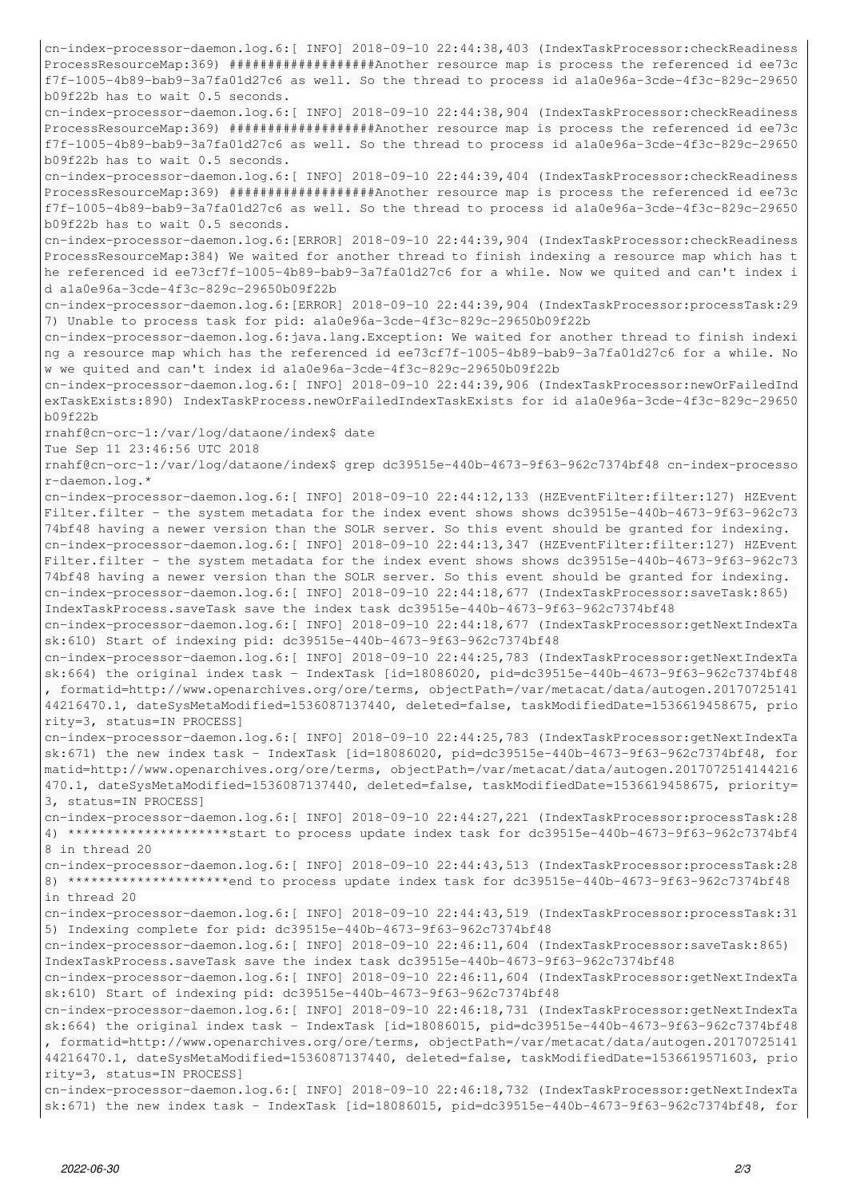```
cn-index-processor-daemon.log.6:[ INFO] 2018-09-10 22:44:38,403 (IndexTaskProcessor:checkReadinessProcessResourceMap:369) ##################Another resource map is process the referenced id ee73cf7f-1005-4b89-bab9-3a7fa01d27c6 as well. So the thread to process id a1a0e96a-3cde-4f3c-829c-29650b09f22b has to wait 0.5 seconds.
cn-index-processor-daemon.log.6:[ INFO] 2018-09-10 22:44:38,904 (IndexTaskProcessor:checkReadinessProcessResourceMap:369) ##################Another resource map is process the referenced id ee73cf7f-1005-4b89-bab9-3a7fa01d27c6 as well. So the thread to process id a1a0e96a-3cde-4f3c-829c-29650b09f22b has to wait 0.5 seconds.
cn-index-processor-daemon.log.6:[ INFO] 2018-09-10 22:44:39,404 (IndexTaskProcessor:checkReadinessProcessResourceMap:369) ##################Another resource map is process the referenced id ee73cf7f-1005-4b89-bab9-3a7fa01d27c6 as well. So the thread to process id a1a0e96a-3cde-4f3c-829c-29650b09f22b has to wait 0.5 seconds.
cn-index-processor-daemon.log.6:[ERROR] 2018-09-10 22:44:39,904 (IndexTaskProcessor:checkReadinessProcessResourceMap:384) We waited for another thread to finish indexing a resource map which has the referenced id ee73cf7f-1005-4b89-bab9-3a7fa01d27c6 for a while. Now we quited and can't index id a1a0e96a-3cde-4f3c-829c-29650b09f22b
cn-index-processor-daemon.log.6:[ERROR] 2018-09-10 22:44:39,904 (IndexTaskProcessor:processTask:297) Unable to process task for pid: a1a0e96a-3cde-4f3c-829c-29650b09f22b
cn-index-processor-daemon.log.6:java.lang.Exception: We waited for another thread to finish indexing a resource map which has the referenced id ee73cf7f-1005-4b89-bab9-3a7fa01d27c6 for a while. Now we quited and can't index id a1a0e96a-3cde-4f3c-829c-29650b09f22b
cn-index-processor-daemon.log.6:[ INFO] 2018-09-10 22:44:39,906 (IndexTaskProcessor:newOrFailedIndexTaskExists:890) IndexTaskProcess.newOrFailedIndexTaskExists for id a1a0e96a-3cde-4f3c-829c-29650b09f22b
rnahf@cn-orc-1:/var/log/dataone/index$ date
Tue Sep 11 23:46:56 UTC 2018
rnahf@cn-orc-1:/var/log/dataone/index$ grep dc39515e-440b-4673-9f63-962c7374bf48 cn-index-processor-daemon.log.*
cn-index-processor-daemon.log.6:[ INFO] 2018-09-10 22:44:12,133 (HZEventFilter:filter:127) HZEventFilter.filter - the system metadata for the index event shows shows dc39515e-440b-4673-9f63-962c7374bf48 having a newer version than the SOLR server. So this event should be granted for indexing.
cn-index-processor-daemon.log.6:[ INFO] 2018-09-10 22:44:13,347 (HZEventFilter:filter:127) HZEventFilter.filter - the system metadata for the index event shows shows dc39515e-440b-4673-9f63-962c7374bf48 having a newer version than the SOLR server. So this event should be granted for indexing.
cn-index-processor-daemon.log.6:[ INFO] 2018-09-10 22:44:18,677 (IndexTaskProcessor:saveTask:865) IndexTaskProcess.saveTask save the index task dc39515e-440b-4673-9f63-962c7374bf48
cn-index-processor-daemon.log.6:[ INFO] 2018-09-10 22:44:18,677 (IndexTaskProcessor:getNextIndexTask:610) Start of indexing pid: dc39515e-440b-4673-9f63-962c7374bf48
cn-index-processor-daemon.log.6:[ INFO] 2018-09-10 22:44:25,783 (IndexTaskProcessor:getNextIndexTask:664) the original index task - IndexTask [id=18086020, pid=dc39515e-440b-4673-9f63-962c7374bf48, formatid=http://www.openarchives.org/ore/terms, objectPath=/var/metacat/data/autogen.2017072514144216470.1, dateSysMetaModified=1536087137440, deleted=false, taskModifiedDate=1536619458675, priority=3, status=IN PROCESS]
cn-index-processor-daemon.log.6:[ INFO] 2018-09-10 22:44:25,783 (IndexTaskProcessor:getNextIndexTask:671) the new index task - IndexTask [id=18086020, pid=dc39515e-440b-4673-9f63-962c7374bf48, formatid=http://www.openarchives.org/ore/terms, objectPath=/var/metacat/data/autogen.2017072514144216470.1, dateSysMetaModified=1536087137440, deleted=false, taskModifiedDate=1536619458675, priority=3, status=IN PROCESS]
cn-index-processor-daemon.log.6:[ INFO] 2018-09-10 22:44:27,221 (IndexTaskProcessor:processTask:284) *********************start to process update index task for dc39515e-440b-4673-9f63-962c7374bf48 in thread 20
cn-index-processor-daemon.log.6:[ INFO] 2018-09-10 22:44:43,513 (IndexTaskProcessor:processTask:288) *********************end to process update index task for dc39515e-440b-4673-9f63-962c7374bf48 in thread 20
cn-index-processor-daemon.log.6:[ INFO] 2018-09-10 22:44:43,519 (IndexTaskProcessor:processTask:315) Indexing complete for pid: dc39515e-440b-4673-9f63-962c7374bf48
cn-index-processor-daemon.log.6:[ INFO] 2018-09-10 22:46:11,604 (IndexTaskProcessor:saveTask:865) IndexTaskProcess.saveTask save the index task dc39515e-440b-4673-9f63-962c7374bf48
cn-index-processor-daemon.log.6:[ INFO] 2018-09-10 22:46:11,604 (IndexTaskProcessor:getNextIndexTask:610) Start of indexing pid: dc39515e-440b-4673-9f63-962c7374bf48
cn-index-processor-daemon.log.6:[ INFO] 2018-09-10 22:46:18,731 (IndexTaskProcessor:getNextIndexTask:664) the original index task - IndexTask [id=18086015, pid=dc39515e-440b-4673-9f63-962c7374bf48, formatid=http://www.openarchives.org/ore/terms, objectPath=/var/metacat/data/autogen.2017072514144216470.1, dateSysMetaModified=1536087137440, deleted=false, taskModifiedDate=1536619571603, priority=3, status=IN PROCESS]
cn-index-processor-daemon.log.6:[ INFO] 2018-09-10 22:46:18,732 (IndexTaskProcessor:getNextIndexTask:671) the new index task - IndexTask [id=18086015, pid=dc39515e-440b-4673-9f63-962c7374bf48, for
```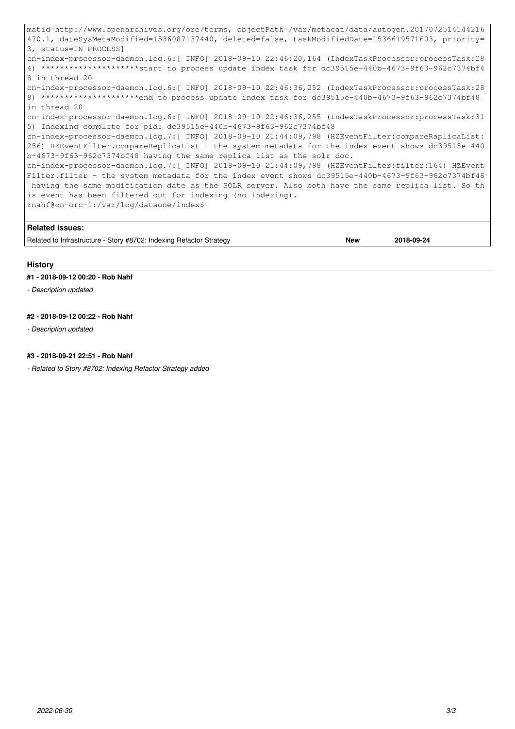```
matid=http://www.openarchives.org/ore/terms, objectPath=/var/metacat/data/autogen.2017072514144216
470.1, dateSysMetaModified=1536087137440, deleted=false, taskModifiedDate=1536619571603, priority=
3, status=IN PROCESS]
cn-index-processor-daemon.log.6:[ INFO] 2018-09-10 22:46:20,164 (IndexTaskProcessor:processTask:28
4) *********************start to process update index task for dc39515e-440b-4673-9f63-962c7374bf4
8 in thread 20
cn-index-processor-daemon.log.6:[ INFO] 2018-09-10 22:46:36,252 (IndexTaskProcessor:processTask:28
8) *********************end to process update index task for dc39515e-440b-4673-9f63-962c7374bf48
in thread 20
cn-index-processor-daemon.log.6:[ INFO] 2018-09-10 22:46:36,255 (IndexTaskProcessor:processTask:31
5) Indexing complete for pid: dc39515e-440b-4673-9f63-962c7374bf48
cn-index-processor-daemon.log.7:[ INFO] 2018-09-10 21:44:09,798 (HZEventFilter:compareRaplicaList:
256) HZEventFilter.compareReplicaList - the system metadata for the index event shows dc39515e-440
b-4673-9f63-962c7374bf48 having the same replica list as the solr doc.
cn-index-processor-daemon.log.7:[ INFO] 2018-09-10 21:44:09,798 (HZEventFilter:filter:164) HZEvent
Filter.filter - the system metadata for the index event shows dc39515e-440b-4673-9f63-962c7374bf48
 having the same modification date as the SOLR server. Also both have the same replica list. So th
is event has been filtered out for indexing (no indexing).
rnahf@cn-orc-1:/var/log/dataone/index$
```

**Related issues:**

| | | |
|---|---|---|
| Related to Infrastructure - Story #8702: Indexing Refactor Strategy | **New** | **2018-09-24** |

## History

#### #1 - 2018-09-12 00:20 - Rob Nahf

*- Description updated*

#### #2 - 2018-09-12 00:22 - Rob Nahf

*- Description updated*

#### #3 - 2018-09-21 22:51 - Rob Nahf

*- Related to Story #8702: Indexing Refactor Strategy added*